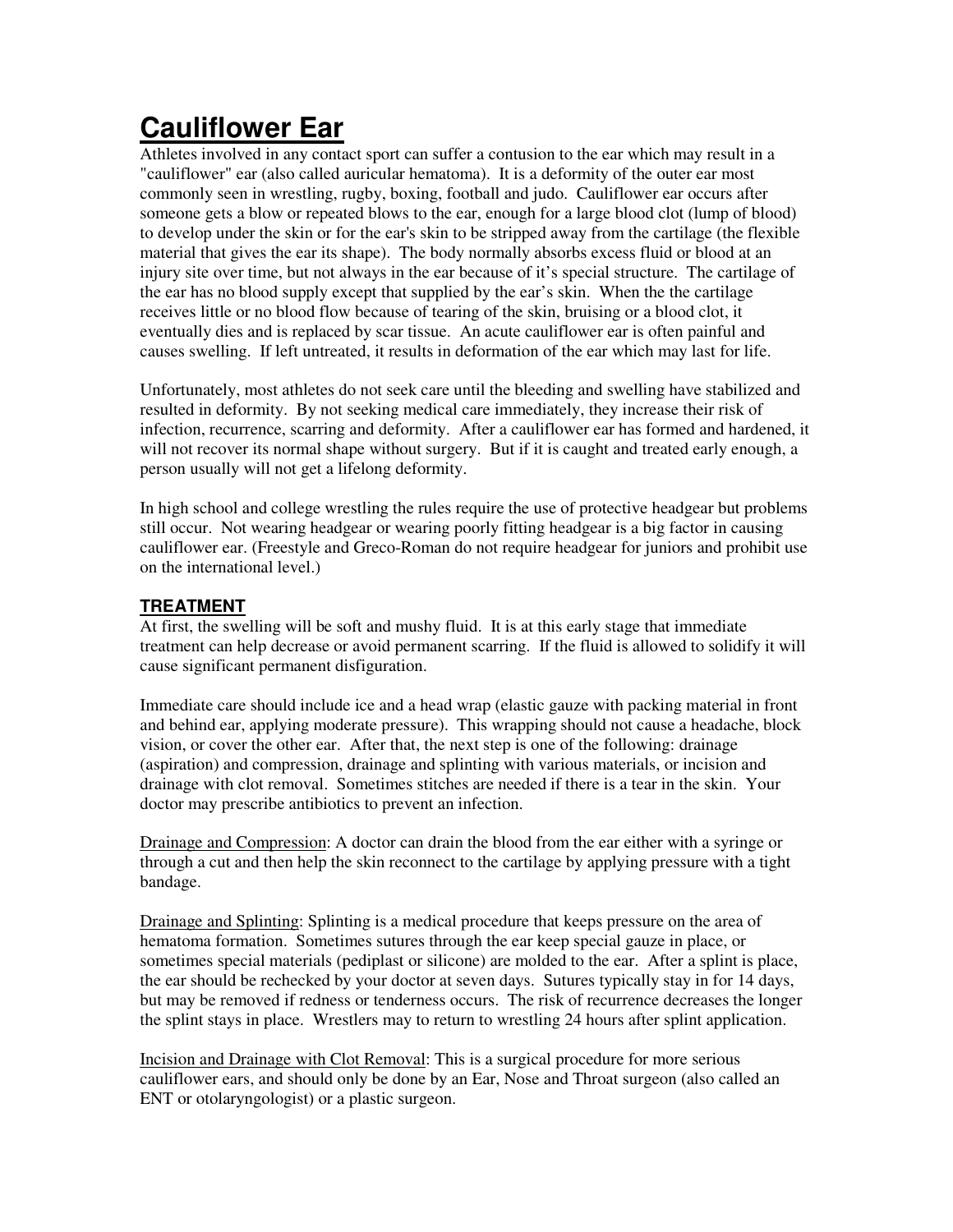# Cauliflower Ear

Athletes involved in any contact sport can suffer a contusion to the ear which may result in a "cauliflower" ear (also called auricular hematoma). It is a deformity of the outer ear most commonly seen in wrestling, rugby, boxing, football and judo. Cauliflower ear occurs after someone gets a blow or repeated blows to the ear, enough for a large blood clot (lump of blood) to develop under the skin or for the ear's skin to be stripped away from the cartilage (the flexible material that gives the ear its shape). The body normally absorbs excess fluid or blood at an injury site over time, but not always in the ear because of it's special structure. The cartilage of the ear has no blood supply except that supplied by the ear's skin. When the the cartilage receives little or no blood flow because of tearing of the skin, bruising or a blood clot, it eventually dies and is replaced by scar tissue. An acute cauliflower ear is often painful and causes swelling. If left untreated, it results in deformation of the ear which may last for life.

Unfortunately, most athletes do not seek care until the bleeding and swelling have stabilized and resulted in deformity. By not seeking medical care immediately, they increase their risk of infection, recurrence, scarring and deformity. After a cauliflower ear has formed and hardened, it will not recover its normal shape without surgery. But if it is caught and treated early enough, a person usually will not get a lifelong deformity.

In high school and college wrestling the rules require the use of protective headgear but problems still occur. Not wearing headgear or wearing poorly fitting headgear is a big factor in causing cauliflower ear. (Freestyle and Greco-Roman do not require headgear for juniors and prohibit use on the international level.)

## TREATMENT

At first, the swelling will be soft and mushy fluid. It is at this early stage that immediate treatment can help decrease or avoid permanent scarring. If the fluid is allowed to solidify it will cause significant permanent disfiguration.

Immediate care should include ice and a head wrap (elastic gauze with packing material in front and behind ear, applying moderate pressure). This wrapping should not cause a headache, block vision, or cover the other ear. After that, the next step is one of the following: drainage (aspiration) and compression, drainage and splinting with various materials, or incision and drainage with clot removal. Sometimes stitches are needed if there is a tear in the skin. Your doctor may prescribe antibiotics to prevent an infection.

<u>Drainage and Compression</u>: A doctor can drain the blood from the ear either with a syringe or through a cut and then help the skin reconnect to the cartilage by applying pressure with a tight bandage.

<u>Drainage and Splinting</u>: Splinting is a medical procedure that keeps pressure on the area of hematoma formation. Sometimes sutures through the ear keep special gauze in place, or sometimes special materials (pediplast or silicone) are molded to the ear. After a splint is place, the ear should be rechecked by your doctor at seven days. Sutures typically stay in for 14 days, but may be removed if redness or tenderness occurs. The risk of recurrence decreases the longer the splint stays in place. Wrestlers may to return to wrestling 24 hours after splint application.

<u>Incision and Drainage with Clot Removal</u>: This is a surgical procedure for more serious cauliflower ears, and should only be done by an Ear, Nose and Throat surgeon (also called an ENT or otolaryngologist) or a plastic surgeon.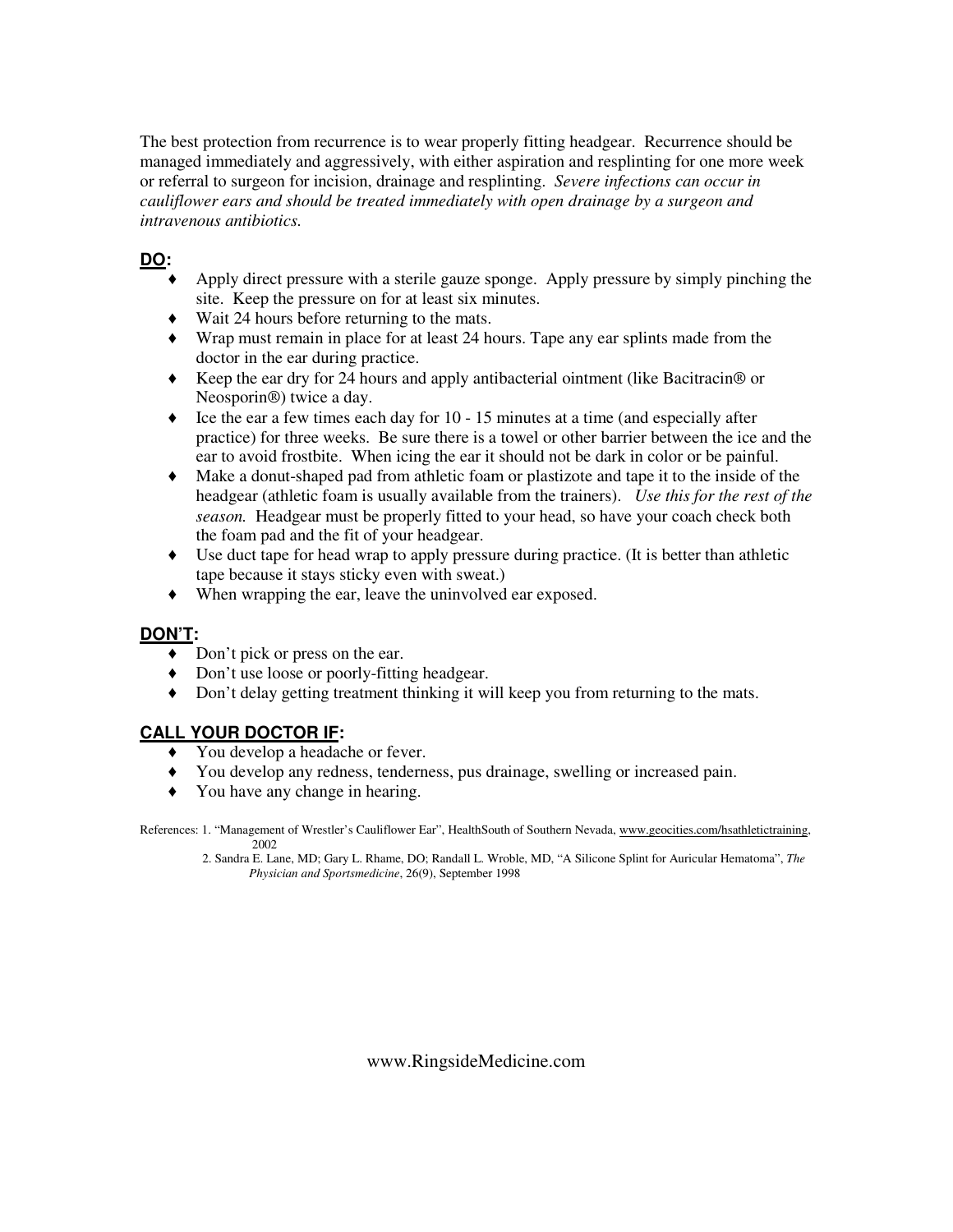The best protection from recurrence is to wear properly fitting headgear. Recurrence should be managed immediately and aggressively, with either aspiration and resplinting for one more week or referral to surgeon for incision, drainage and resplinting. *Severe infections can occur in cauliflower ears and should be treated immediately with open drainage by a surgeon and intravenous antibiotics.*

## DO:

- Apply direct pressure with a sterile gauze sponge. Apply pressure by simply pinching the site. Keep the pressure on for at least six minutes.
- Wait 24 hours before returning to the mats.
- Wrap must remain in place for at least 24 hours. Tape any ear splints made from the doctor in the ear during practice.
- Keep the ear dry for 24 hours and apply antibacterial ointment (like Bacitracin® or Neosporin®) twice a day.
- Ice the ear a few times each day for 10 - 15 minutes at a time (and especially after practice) for three weeks. Be sure there is a towel or other barrier between the ice and the ear to avoid frostbite. When icing the ear it should not be dark in color or be painful.
- Make a donut-shaped pad from athletic foam or plastizote and tape it to the inside of the headgear (athletic foam is usually available from the trainers). *Use this for the rest of the season.* Headgear must be properly fitted to your head, so have your coach check both the foam pad and the fit of your headgear.
- Use duct tape for head wrap to apply pressure during practice. (It is better than athletic tape because it stays sticky even with sweat.)
- When wrapping the ear, leave the uninvolved ear exposed.

## DON'T:

- Don't pick or press on the ear.
- Don't use loose or poorly-fitting headgear.
- Don't delay getting treatment thinking it will keep you from returning to the mats.

## CALL YOUR DOCTOR IF:

- You develop a headache or fever.
- You develop any redness, tenderness, pus drainage, swelling or increased pain.
- You have any change in hearing.

References: 1. "Management of Wrestler's Cauliflower Ear", HealthSouth of Southern Nevada, www.geocities.com/hsathletictraining, 2002

2. Sandra E. Lane, MD; Gary L. Rhame, DO; Randall L. Wroble, MD, "A Silicone Splint for Auricular Hematoma", *The Physician and Sportsmedicine*, 26(9), September 1998

www.RingsideMedicine.com